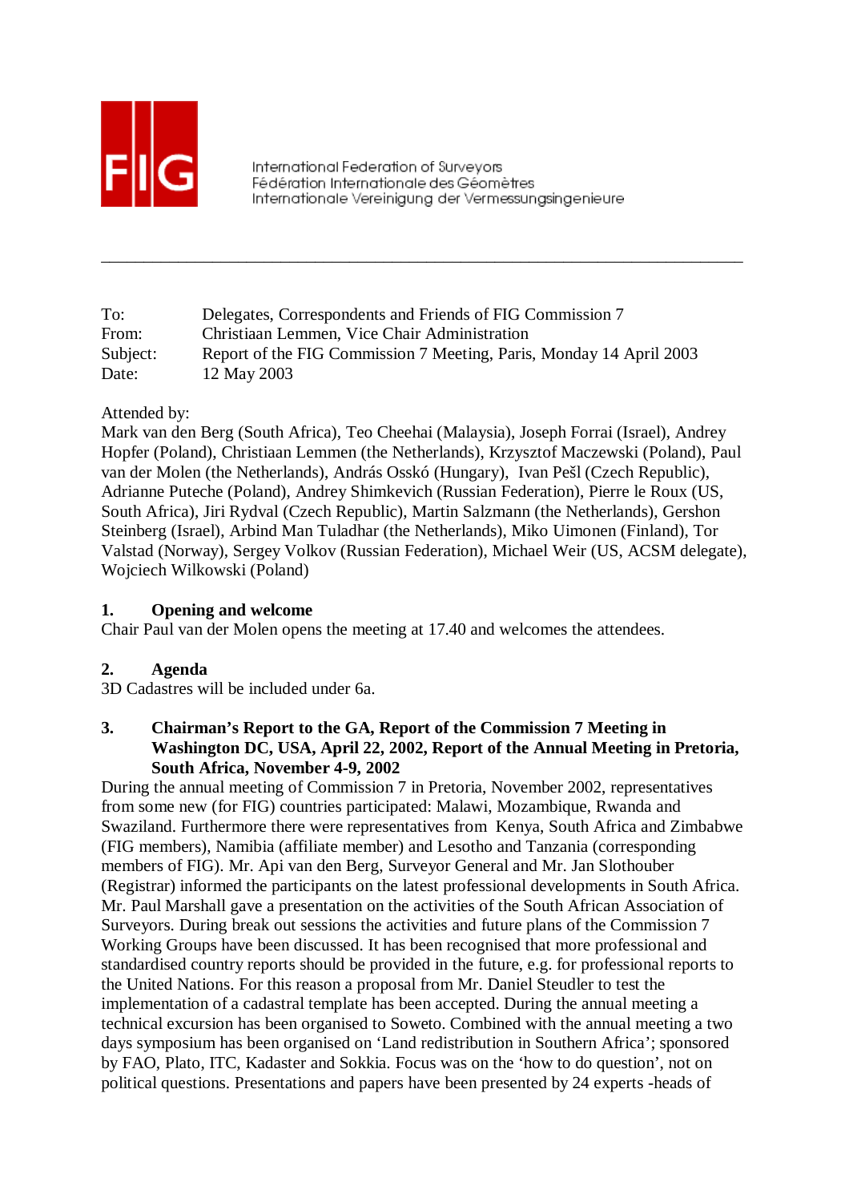FIG

International Federation of Surveyors
Fédération Internationale des Géomètres
Internationale Vereinigung der Vermessungsingenieure

---

| | |
|---|---|
| To: | Delegates, Correspondents and Friends of FIG Commission 7 |
| From: | Christiaan Lemmen, Vice Chair Administration |
| Subject: | Report of the FIG Commission 7 Meeting, Paris, Monday 14 April 2003 |
| Date: | 12 May 2003 |

Attended by:
Mark van den Berg (South Africa), Teo Cheehai (Malaysia), Joseph Forrai (Israel), Andrey Hopfer (Poland), Christiaan Lemmen (the Netherlands), Krzysztof Maczewski (Poland), Paul van der Molen (the Netherlands), András Osskó (Hungary), Ivan Pešl (Czech Republic), Adrianne Puteche (Poland), Andrey Shimkevich (Russian Federation), Pierre le Roux (US, South Africa), Jiri Rydval (Czech Republic), Martin Salzmann (the Netherlands), Gershon Steinberg (Israel), Arbind Man Tuladhar (the Netherlands), Miko Uimonen (Finland), Tor Valstad (Norway), Sergey Volkov (Russian Federation), Michael Weir (US, ACSM delegate), Wojciech Wilkowski (Poland)

## 1. Opening and welcome

Chair Paul van der Molen opens the meeting at 17.40 and welcomes the attendees.

## 2. Agenda

3D Cadastres will be included under 6a.

## 3. Chairman's Report to the GA, Report of the Commission 7 Meeting in Washington DC, USA, April 22, 2002, Report of the Annual Meeting in Pretoria, South Africa, November 4-9, 2002

During the annual meeting of Commission 7 in Pretoria, November 2002, representatives from some new (for FIG) countries participated: Malawi, Mozambique, Rwanda and Swaziland. Furthermore there were representatives from Kenya, South Africa and Zimbabwe (FIG members), Namibia (affiliate member) and Lesotho and Tanzania (corresponding members of FIG). Mr. Api van den Berg, Surveyor General and Mr. Jan Slothouber (Registrar) informed the participants on the latest professional developments in South Africa. Mr. Paul Marshall gave a presentation on the activities of the South African Association of Surveyors. During break out sessions the activities and future plans of the Commission 7 Working Groups have been discussed. It has been recognised that more professional and standardised country reports should be provided in the future, e.g. for professional reports to the United Nations. For this reason a proposal from Mr. Daniel Steudler to test the implementation of a cadastral template has been accepted. During the annual meeting a technical excursion has been organised to Soweto. Combined with the annual meeting a two days symposium has been organised on 'Land redistribution in Southern Africa'; sponsored by FAO, Plato, ITC, Kadaster and Sokkia. Focus was on the 'how to do question', not on political questions. Presentations and papers have been presented by 24 experts -heads of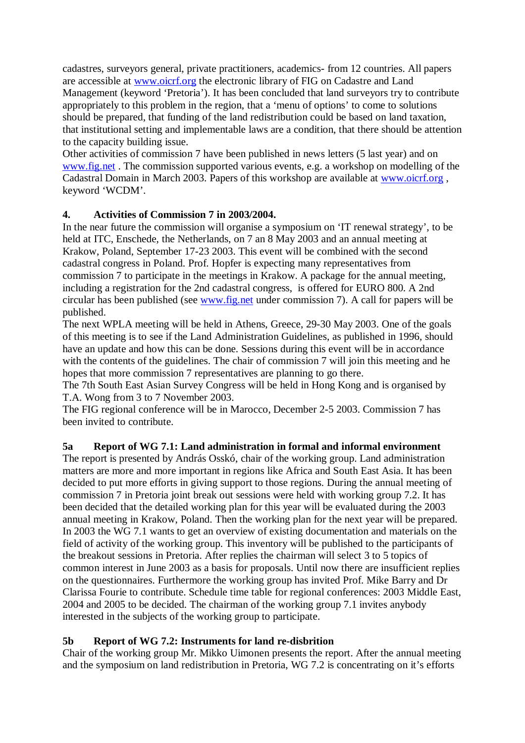cadastres, surveyors general, private practitioners, academics- from 12 countries. All papers are accessible at [www.oicrf.org](http://www.oicrf.org) the electronic library of FIG on Cadastre and Land Management (keyword 'Pretoria'). It has been concluded that land surveyors try to contribute appropriately to this problem in the region, that a 'menu of options' to come to solutions should be prepared, that funding of the land redistribution could be based on land taxation, that institutional setting and implementable laws are a condition, that there should be attention to the capacity building issue.

Other activities of commission 7 have been published in news letters (5 last year) and on [www.fig.net](http://www.fig.net) . The commission supported various events, e.g. a workshop on modelling of the Cadastral Domain in March 2003. Papers of this workshop are available at [www.oicrf.org](http://www.oicrf.org) , keyword 'WCDM'.

## 4. Activities of Commission 7 in 2003/2004.

In the near future the commission will organise a symposium on 'IT renewal strategy', to be held at ITC, Enschede, the Netherlands, on 7 an 8 May 2003 and an annual meeting at Krakow, Poland, September 17-23 2003. This event will be combined with the second cadastral congress in Poland. Prof. Hopfer is expecting many representatives from commission 7 to participate in the meetings in Krakow. A package for the annual meeting, including a registration for the 2nd cadastral congress, is offered for EURO 800. A 2nd circular has been published (see [www.fig.net](http://www.fig.net) under commission 7). A call for papers will be published.

The next WPLA meeting will be held in Athens, Greece, 29-30 May 2003. One of the goals of this meeting is to see if the Land Administration Guidelines, as published in 1996, should have an update and how this can be done. Sessions during this event will be in accordance with the contents of the guidelines. The chair of commission 7 will join this meeting and he hopes that more commission 7 representatives are planning to go there.

The 7th South East Asian Survey Congress will be held in Hong Kong and is organised by T.A. Wong from 3 to 7 November 2003.

The FIG regional conference will be in Marocco, December 2-5 2003. Commission 7 has been invited to contribute.

## 5a Report of WG 7.1: Land administration in formal and informal environment

The report is presented by András Osskó, chair of the working group. Land administration matters are more and more important in regions like Africa and South East Asia. It has been decided to put more efforts in giving support to those regions. During the annual meeting of commission 7 in Pretoria joint break out sessions were held with working group 7.2. It has been decided that the detailed working plan for this year will be evaluated during the 2003 annual meeting in Krakow, Poland. Then the working plan for the next year will be prepared. In 2003 the WG 7.1 wants to get an overview of existing documentation and materials on the field of activity of the working group. This inventory will be published to the participants of the breakout sessions in Pretoria. After replies the chairman will select 3 to 5 topics of common interest in June 2003 as a basis for proposals. Until now there are insufficient replies on the questionnaires. Furthermore the working group has invited Prof. Mike Barry and Dr Clarissa Fourie to contribute. Schedule time table for regional conferences: 2003 Middle East, 2004 and 2005 to be decided. The chairman of the working group 7.1 invites anybody interested in the subjects of the working group to participate.

## 5b Report of WG 7.2: Instruments for land re-disbrition

Chair of the working group Mr. Mikko Uimonen presents the report. After the annual meeting and the symposium on land redistribution in Pretoria, WG 7.2 is concentrating on it's efforts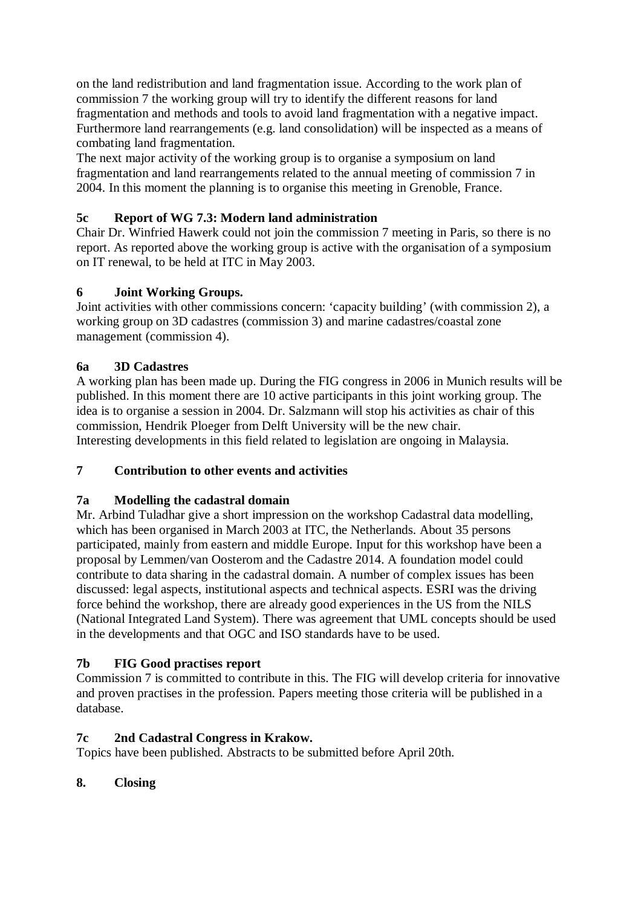on the land redistribution and land fragmentation issue. According to the work plan of commission 7 the working group will try to identify the different reasons for land fragmentation and methods and tools to avoid land fragmentation with a negative impact. Furthermore land rearrangements (e.g. land consolidation) will be inspected as a means of combating land fragmentation.
The next major activity of the working group is to organise a symposium on land fragmentation and land rearrangements related to the annual meeting of commission 7 in 2004. In this moment the planning is to organise this meeting in Grenoble, France.

### 5c Report of WG 7.3: Modern land administration

Chair Dr. Winfried Hawerk could not join the commission 7 meeting in Paris, so there is no report. As reported above the working group is active with the organisation of a symposium on IT renewal, to be held at ITC in May 2003.

### 6 Joint Working Groups.

Joint activities with other commissions concern: 'capacity building' (with commission 2), a working group on 3D cadastres (commission 3) and marine cadastres/coastal zone management (commission 4).

### 6a 3D Cadastres

A working plan has been made up. During the FIG congress in 2006 in Munich results will be published. In this moment there are 10 active participants in this joint working group. The idea is to organise a session in 2004. Dr. Salzmann will stop his activities as chair of this commission, Hendrik Ploeger from Delft University will be the new chair.
Interesting developments in this field related to legislation are ongoing in Malaysia.

### 7 Contribution to other events and activities

### 7a Modelling the cadastral domain

Mr. Arbind Tuladhar give a short impression on the workshop Cadastral data modelling, which has been organised in March 2003 at ITC, the Netherlands. About 35 persons participated, mainly from eastern and middle Europe. Input for this workshop have been a proposal by Lemmen/van Oosterom and the Cadastre 2014. A foundation model could contribute to data sharing in the cadastral domain. A number of complex issues has been discussed: legal aspects, institutional aspects and technical aspects. ESRI was the driving force behind the workshop, there are already good experiences in the US from the NILS (National Integrated Land System). There was agreement that UML concepts should be used in the developments and that OGC and ISO standards have to be used.

### 7b FIG Good practises report

Commission 7 is committed to contribute in this. The FIG will develop criteria for innovative and proven practises in the profession. Papers meeting those criteria will be published in a database.

### 7c 2nd Cadastral Congress in Krakow.

Topics have been published. Abstracts to be submitted before April 20th.

### 8. Closing